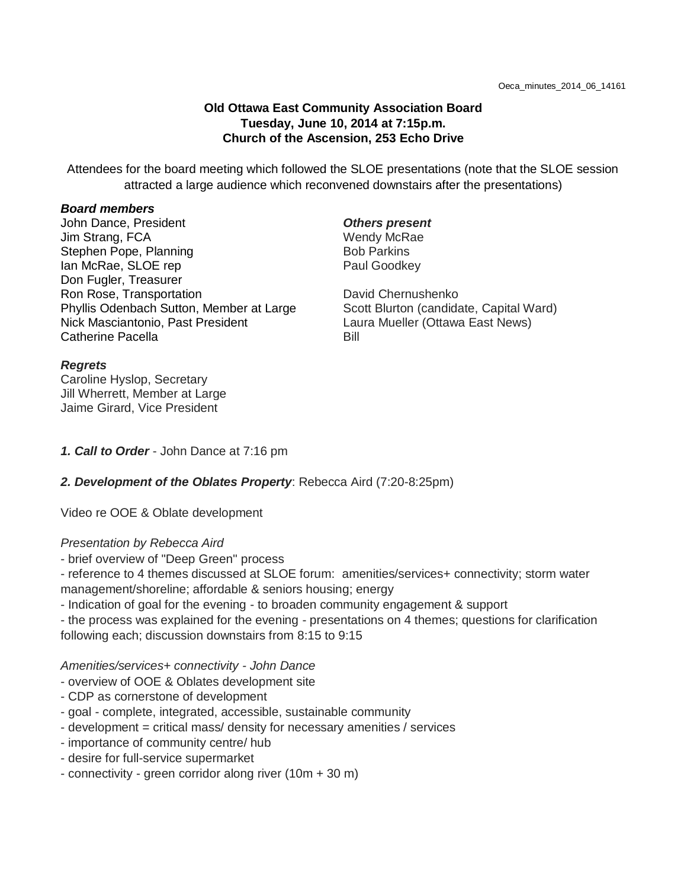**Old Ottawa East Community Association Board**
**Tuesday, June 10, 2014 at 7:15p.m.**
**Church of the Ascension, 253 Echo Drive**

Attendees for the board meeting which followed the SLOE presentations (note that the SLOE session attracted a large audience which reconvened downstairs after the presentations)

***Board members***
John Dance, President
Jim Strang, FCA
Stephen Pope, Planning
Ian McRae, SLOE rep
Don Fugler, Treasurer
Ron Rose, Transportation
Phyllis Odenbach Sutton, Member at Large
Nick Masciantonio, Past President
Catherine Pacella

***Others present***
Wendy McRae
Bob Parkins
Paul Goodkey

David Chernushenko
Scott Blurton (candidate, Capital Ward)
Laura Mueller (Ottawa East News)
Bill

***Regrets***
Caroline Hyslop, Secretary
Jill Wherrett, Member at Large
Jaime Girard, Vice President

***1. Call to Order*** - John Dance at 7:16 pm

***2. Development of the Oblates Property***: Rebecca Aird (7:20-8:25pm)

Video re OOE & Oblate development

*Presentation by Rebecca Aird*
- brief overview of "Deep Green" process
- reference to 4 themes discussed at SLOE forum: amenities/services+ connectivity; storm water management/shoreline; affordable & seniors housing; energy
- Indication of goal for the evening - to broaden community engagement & support
- the process was explained for the evening - presentations on 4 themes; questions for clarification following each; discussion downstairs from 8:15 to 9:15

*Amenities/services+ connectivity - John Dance*
- overview of OOE & Oblates development site
- CDP as cornerstone of development
- goal - complete, integrated, accessible, sustainable community
- development = critical mass/ density for necessary amenities / services
- importance of community centre/ hub
- desire for full-service supermarket
- connectivity - green corridor along river (10m + 30 m)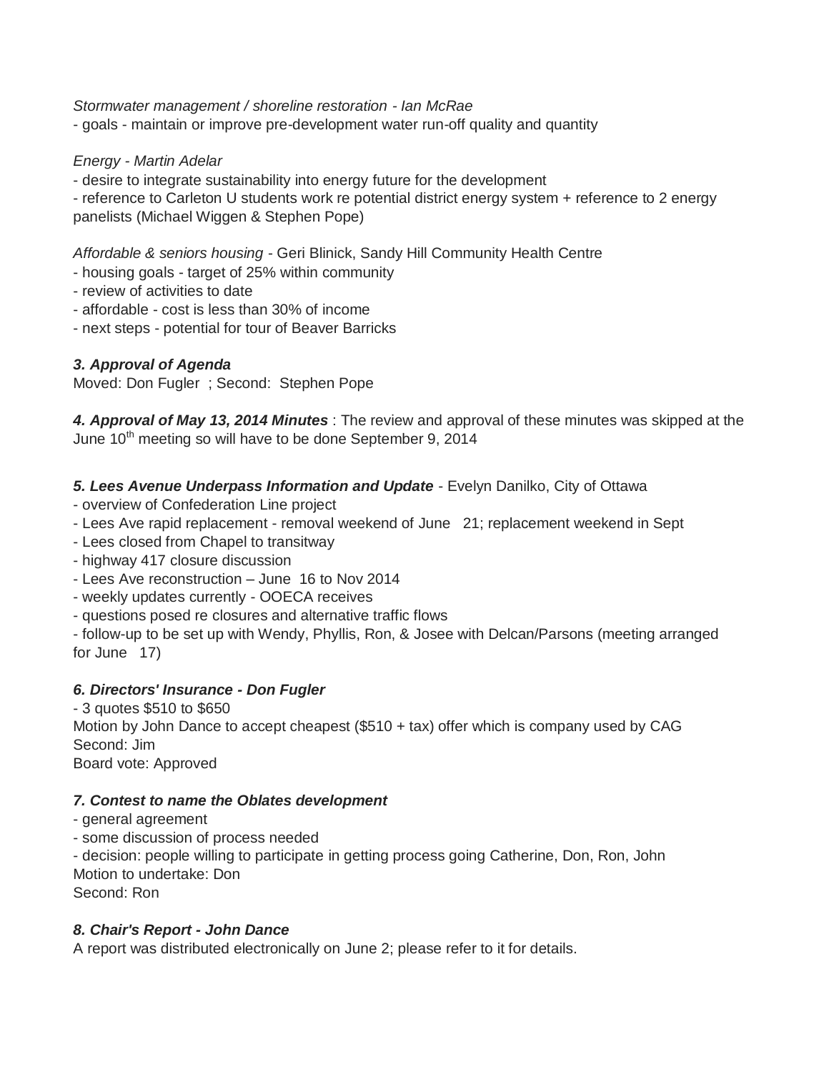*Stormwater management / shoreline restoration - Ian McRae*
- goals - maintain or improve pre-development water run-off quality and quantity

*Energy - Martin Adelar*
- desire to integrate sustainability into energy future for the development
- reference to Carleton U students work re potential district energy system + reference to 2 energy panelists (Michael Wiggen & Stephen Pope)

*Affordable & seniors housing* - Geri Blinick, Sandy Hill Community Health Centre
- housing goals - target of 25% within community
- review of activities to date
- affordable - cost is less than 30% of income
- next steps - potential for tour of Beaver Barricks

***3. Approval of Agenda***
Moved: Don Fugler ; Second: Stephen Pope

***4. Approval of May 13, 2014 Minutes*** : The review and approval of these minutes was skipped at the June 10th meeting so will have to be done September 9, 2014

***5. Lees Avenue Underpass Information and Update*** - Evelyn Danilko, City of Ottawa
- overview of Confederation Line project
- Lees Ave rapid replacement - removal weekend of June 21; replacement weekend in Sept
- Lees closed from Chapel to transitway
- highway 417 closure discussion
- Lees Ave reconstruction – June 16 to Nov 2014
- weekly updates currently - OOECA receives
- questions posed re closures and alternative traffic flows
- follow-up to be set up with Wendy, Phyllis, Ron, & Josee with Delcan/Parsons (meeting arranged for June 17)

***6. Directors' Insurance - Don Fugler***
- 3 quotes $510 to $650
Motion by John Dance to accept cheapest ($510 + tax) offer which is company used by CAG
Second: Jim
Board vote: Approved

***7. Contest to name the Oblates development***
- general agreement
- some discussion of process needed
- decision: people willing to participate in getting process going Catherine, Don, Ron, John
Motion to undertake: Don
Second: Ron

***8. Chair's Report - John Dance***
A report was distributed electronically on June 2; please refer to it for details.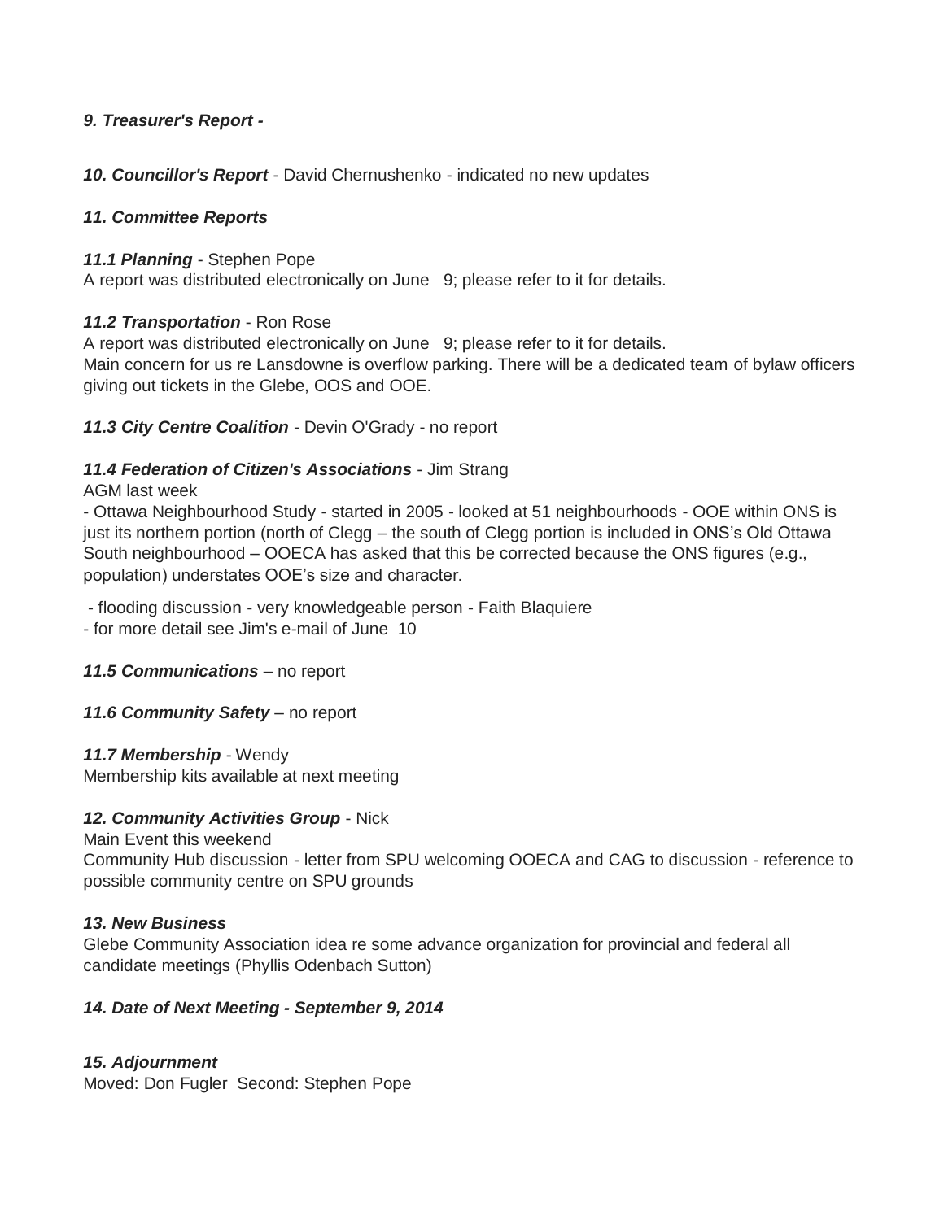***9. Treasurer's Report -***

***10. Councillor's Report*** - David Chernushenko - indicated no new updates

***11. Committee Reports***

***11.1 Planning*** - Stephen Pope
A report was distributed electronically on June 9; please refer to it for details.

***11.2 Transportation*** - Ron Rose
A report was distributed electronically on June 9; please refer to it for details.
Main concern for us re Lansdowne is overflow parking. There will be a dedicated team of bylaw officers giving out tickets in the Glebe, OOS and OOE.

***11.3 City Centre Coalition*** - Devin O'Grady - no report

***11.4 Federation of Citizen's Associations*** - Jim Strang
AGM last week
- Ottawa Neighbourhood Study - started in 2005 - looked at 51 neighbourhoods - OOE within ONS is just its northern portion (north of Clegg – the south of Clegg portion is included in ONS's Old Ottawa South neighbourhood – OOECA has asked that this be corrected because the ONS figures (e.g., population) understates OOE's size and character.

- flooding discussion - very knowledgeable person - Faith Blaquiere
- for more detail see Jim's e-mail of June 10

***11.5 Communications*** – no report

***11.6 Community Safety*** – no report

***11.7 Membership*** - Wendy
Membership kits available at next meeting

***12. Community Activities Group*** - Nick
Main Event this weekend
Community Hub discussion - letter from SPU welcoming OOECA and CAG to discussion - reference to possible community centre on SPU grounds

***13. New Business***
Glebe Community Association idea re some advance organization for provincial and federal all candidate meetings (Phyllis Odenbach Sutton)

***14. Date of Next Meeting - September 9, 2014***

***15. Adjournment***
Moved: Don Fugler Second: Stephen Pope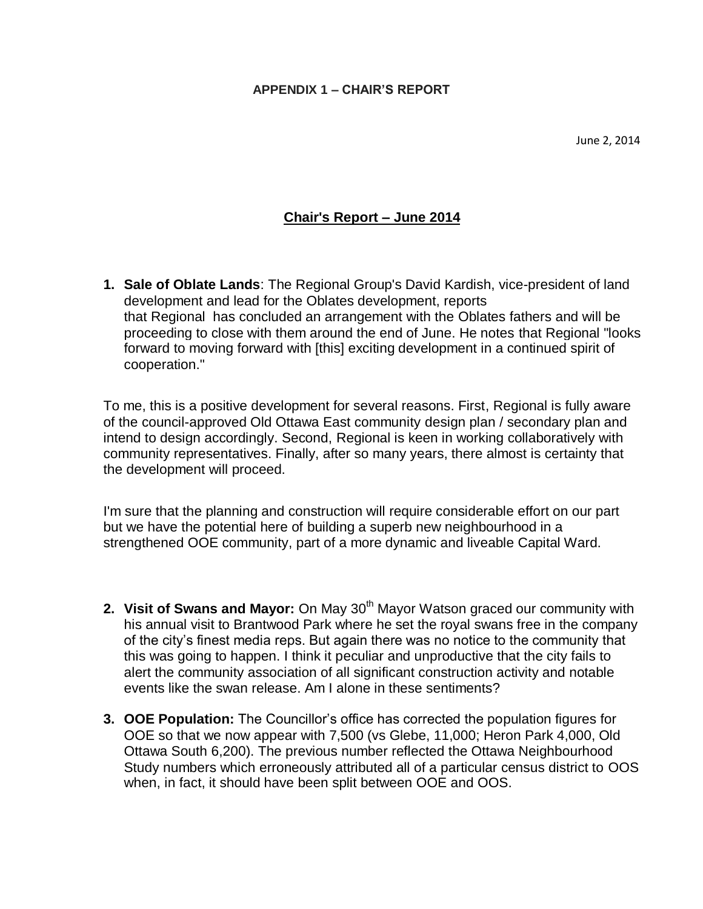**APPENDIX 1 – CHAIR'S REPORT**

June 2, 2014

## Chair's Report – June 2014

1. **Sale of Oblate Lands**: The Regional Group's David Kardish, vice-president of land development and lead for the Oblates development, reports that Regional has concluded an arrangement with the Oblates fathers and will be proceeding to close with them around the end of June. He notes that Regional "looks forward to moving forward with [this] exciting development in a continued spirit of cooperation."

To me, this is a positive development for several reasons. First, Regional is fully aware of the council-approved Old Ottawa East community design plan / secondary plan and intend to design accordingly. Second, Regional is keen in working collaboratively with community representatives. Finally, after so many years, there almost is certainty that the development will proceed.

I'm sure that the planning and construction will require considerable effort on our part but we have the potential here of building a superb new neighbourhood in a strengthened OOE community, part of a more dynamic and liveable Capital Ward.

2. **Visit of Swans and Mayor:** On May 30th Mayor Watson graced our community with his annual visit to Brantwood Park where he set the royal swans free in the company of the city's finest media reps. But again there was no notice to the community that this was going to happen. I think it peculiar and unproductive that the city fails to alert the community association of all significant construction activity and notable events like the swan release. Am I alone in these sentiments?

3. **OOE Population:** The Councillor's office has corrected the population figures for OOE so that we now appear with 7,500 (vs Glebe, 11,000; Heron Park 4,000, Old Ottawa South 6,200). The previous number reflected the Ottawa Neighbourhood Study numbers which erroneously attributed all of a particular census district to OOS when, in fact, it should have been split between OOE and OOS.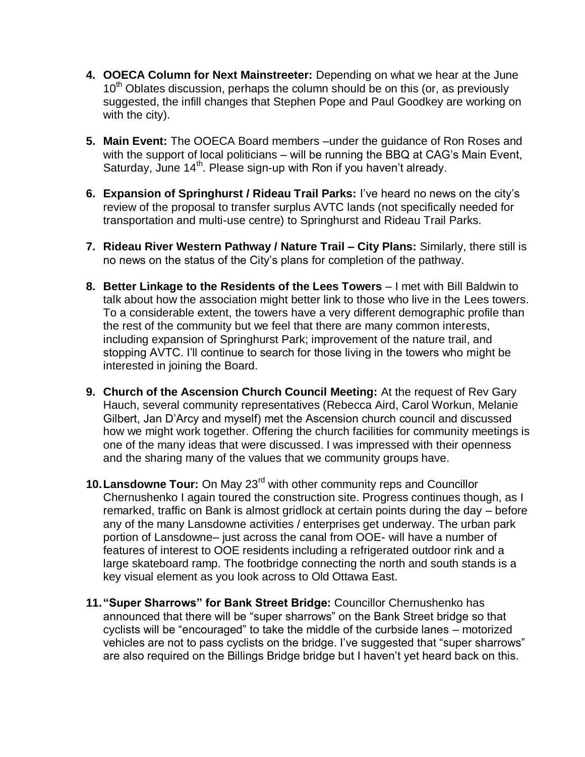4. **OOECA Column for Next Mainstreeter:** Depending on what we hear at the June 10th Oblates discussion, perhaps the column should be on this (or, as previously suggested, the infill changes that Stephen Pope and Paul Goodkey are working on with the city).

5. **Main Event:** The OOECA Board members –under the guidance of Ron Roses and with the support of local politicians – will be running the BBQ at CAG's Main Event, Saturday, June 14th. Please sign-up with Ron if you haven't already.

6. **Expansion of Springhurst / Rideau Trail Parks:** I've heard no news on the city's review of the proposal to transfer surplus AVTC lands (not specifically needed for transportation and multi-use centre) to Springhurst and Rideau Trail Parks.

7. **Rideau River Western Pathway / Nature Trail – City Plans:** Similarly, there still is no news on the status of the City's plans for completion of the pathway.

8. **Better Linkage to the Residents of the Lees Towers** – I met with Bill Baldwin to talk about how the association might better link to those who live in the Lees towers. To a considerable extent, the towers have a very different demographic profile than the rest of the community but we feel that there are many common interests, including expansion of Springhurst Park; improvement of the nature trail, and stopping AVTC. I'll continue to search for those living in the towers who might be interested in joining the Board.

9. **Church of the Ascension Church Council Meeting:** At the request of Rev Gary Hauch, several community representatives (Rebecca Aird, Carol Workun, Melanie Gilbert, Jan D'Arcy and myself) met the Ascension church council and discussed how we might work together. Offering the church facilities for community meetings is one of the many ideas that were discussed. I was impressed with their openness and the sharing many of the values that we community groups have.

10. **Lansdowne Tour:** On May 23rd with other community reps and Councillor Chernushenko I again toured the construction site. Progress continues though, as I remarked, traffic on Bank is almost gridlock at certain points during the day – before any of the many Lansdowne activities / enterprises get underway. The urban park portion of Lansdowne– just across the canal from OOE- will have a number of features of interest to OOE residents including a refrigerated outdoor rink and a large skateboard ramp. The footbridge connecting the north and south stands is a key visual element as you look across to Old Ottawa East.

11. **"Super Sharrows" for Bank Street Bridge:** Councillor Chernushenko has announced that there will be "super sharrows" on the Bank Street bridge so that cyclists will be "encouraged" to take the middle of the curbside lanes – motorized vehicles are not to pass cyclists on the bridge. I've suggested that "super sharrows" are also required on the Billings Bridge bridge but I haven't yet heard back on this.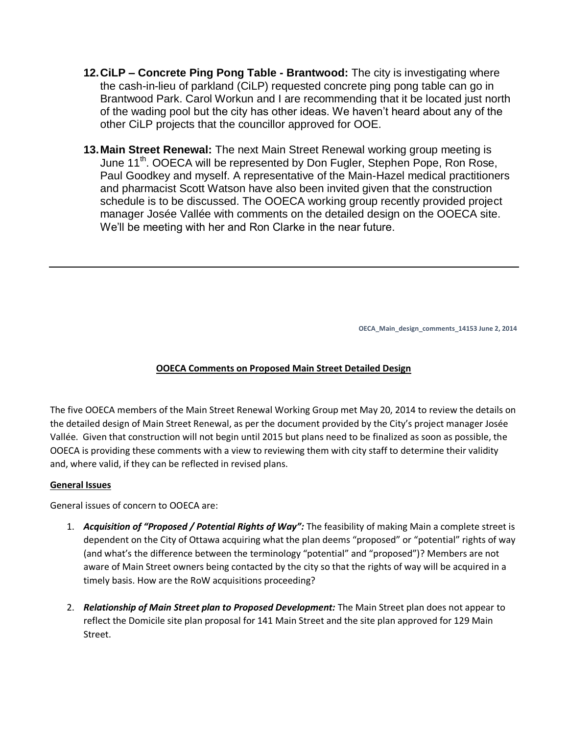12. **CiLP – Concrete Ping Pong Table - Brantwood:** The city is investigating where the cash-in-lieu of parkland (CiLP) requested concrete ping pong table can go in Brantwood Park. Carol Workun and I are recommending that it be located just north of the wading pool but the city has other ideas. We haven't heard about any of the other CiLP projects that the councillor approved for OOE.

13. **Main Street Renewal:** The next Main Street Renewal working group meeting is June 11th. OOECA will be represented by Don Fugler, Stephen Pope, Ron Rose, Paul Goodkey and myself. A representative of the Main-Hazel medical practitioners and pharmacist Scott Watson have also been invited given that the construction schedule is to be discussed. The OOECA working group recently provided project manager Josée Vallée with comments on the detailed design on the OOECA site. We'll be meeting with her and Ron Clarke in the near future.

---

**OECA_Main_design_comments_14153 June 2, 2014**

## OOECA Comments on Proposed Main Street Detailed Design

The five OOECA members of the Main Street Renewal Working Group met May 20, 2014 to review the details on the detailed design of Main Street Renewal, as per the document provided by the City's project manager Josée Vallée. Given that construction will not begin until 2015 but plans need to be finalized as soon as possible, the OOECA is providing these comments with a view to reviewing them with city staff to determine their validity and, where valid, if they can be reflected in revised plans.

### General Issues

General issues of concern to OOECA are:

1. ***Acquisition of "Proposed / Potential Rights of Way":*** The feasibility of making Main a complete street is dependent on the City of Ottawa acquiring what the plan deems "proposed" or "potential" rights of way (and what's the difference between the terminology "potential" and "proposed")? Members are not aware of Main Street owners being contacted by the city so that the rights of way will be acquired in a timely basis. How are the RoW acquisitions proceeding?

2. ***Relationship of Main Street plan to Proposed Development:*** The Main Street plan does not appear to reflect the Domicile site plan proposal for 141 Main Street and the site plan approved for 129 Main Street.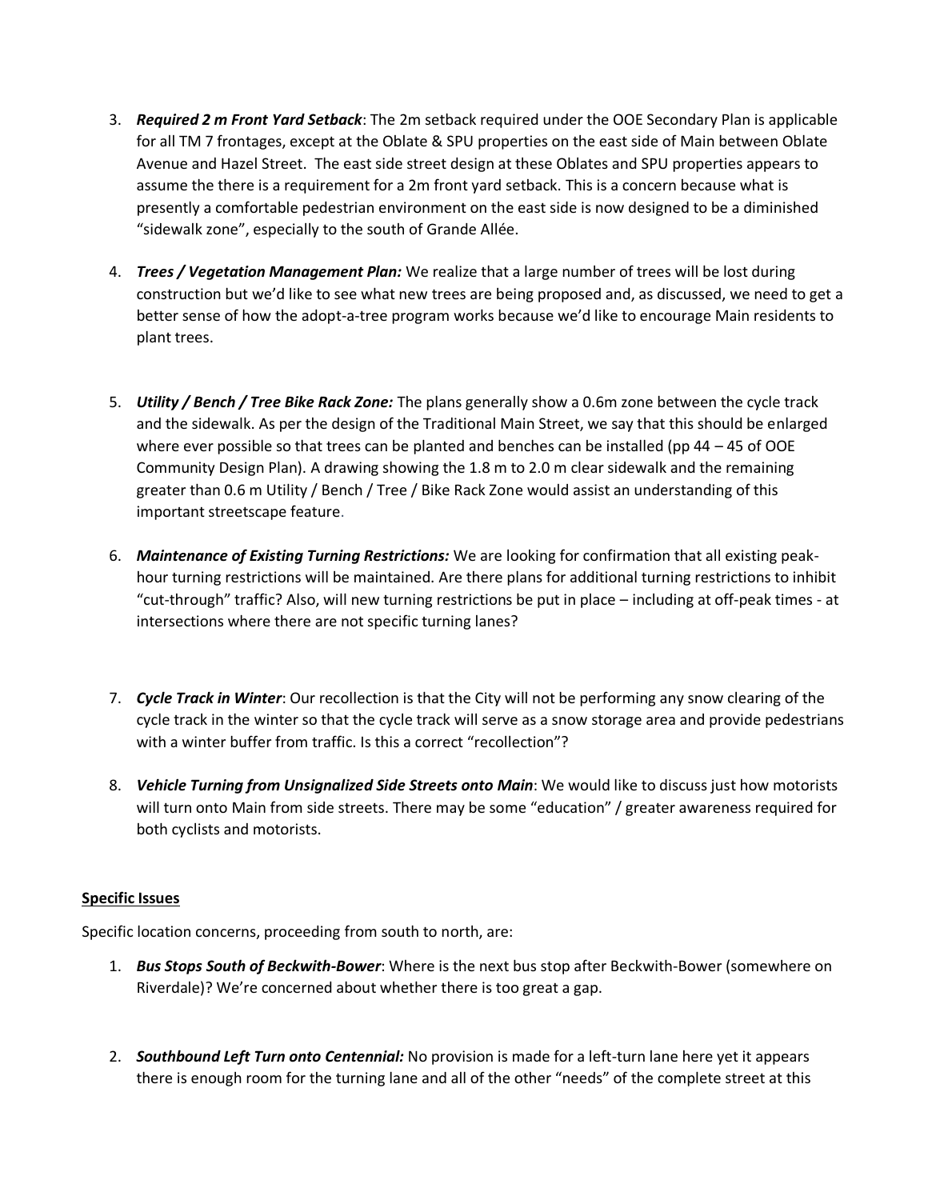3. ***Required 2 m Front Yard Setback***: The 2m setback required under the OOE Secondary Plan is applicable for all TM 7 frontages, except at the Oblate & SPU properties on the east side of Main between Oblate Avenue and Hazel Street. The east side street design at these Oblates and SPU properties appears to assume the there is a requirement for a 2m front yard setback. This is a concern because what is presently a comfortable pedestrian environment on the east side is now designed to be a diminished "sidewalk zone", especially to the south of Grande Allée.

4. ***Trees / Vegetation Management Plan:*** We realize that a large number of trees will be lost during construction but we'd like to see what new trees are being proposed and, as discussed, we need to get a better sense of how the adopt-a-tree program works because we'd like to encourage Main residents to plant trees.

5. ***Utility / Bench / Tree Bike Rack Zone:*** The plans generally show a 0.6m zone between the cycle track and the sidewalk. As per the design of the Traditional Main Street, we say that this should be enlarged where ever possible so that trees can be planted and benches can be installed (pp 44 – 45 of OOE Community Design Plan). A drawing showing the 1.8 m to 2.0 m clear sidewalk and the remaining greater than 0.6 m Utility / Bench / Tree / Bike Rack Zone would assist an understanding of this important streetscape feature.

6. ***Maintenance of Existing Turning Restrictions:*** We are looking for confirmation that all existing peak-hour turning restrictions will be maintained. Are there plans for additional turning restrictions to inhibit "cut-through" traffic? Also, will new turning restrictions be put in place – including at off-peak times - at intersections where there are not specific turning lanes?

7. ***Cycle Track in Winter***: Our recollection is that the City will not be performing any snow clearing of the cycle track in the winter so that the cycle track will serve as a snow storage area and provide pedestrians with a winter buffer from traffic. Is this a correct "recollection"?

8. ***Vehicle Turning from Unsignalized Side Streets onto Main***: We would like to discuss just how motorists will turn onto Main from side streets. There may be some "education" / greater awareness required for both cyclists and motorists.

**Specific Issues**

Specific location concerns, proceeding from south to north, are:

1. ***Bus Stops South of Beckwith-Bower***: Where is the next bus stop after Beckwith-Bower (somewhere on Riverdale)? We're concerned about whether there is too great a gap.

2. ***Southbound Left Turn onto Centennial:*** No provision is made for a left-turn lane here yet it appears there is enough room for the turning lane and all of the other "needs" of the complete street at this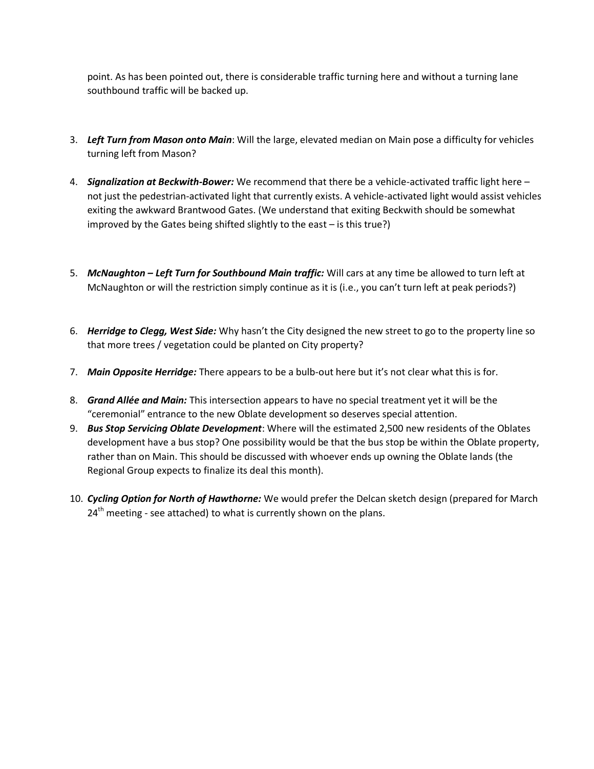point. As has been pointed out, there is considerable traffic turning here and without a turning lane southbound traffic will be backed up.

3. ***Left Turn from Mason onto Main***: Will the large, elevated median on Main pose a difficulty for vehicles turning left from Mason?

4. ***Signalization at Beckwith-Bower:*** We recommend that there be a vehicle-activated traffic light here – not just the pedestrian-activated light that currently exists. A vehicle-activated light would assist vehicles exiting the awkward Brantwood Gates. (We understand that exiting Beckwith should be somewhat improved by the Gates being shifted slightly to the east – is this true?)

5. ***McNaughton – Left Turn for Southbound Main traffic:*** Will cars at any time be allowed to turn left at McNaughton or will the restriction simply continue as it is (i.e., you can't turn left at peak periods?)

6. ***Herridge to Clegg, West Side:*** Why hasn't the City designed the new street to go to the property line so that more trees / vegetation could be planted on City property?

7. ***Main Opposite Herridge:*** There appears to be a bulb-out here but it's not clear what this is for.

8. ***Grand Allée and Main:*** This intersection appears to have no special treatment yet it will be the "ceremonial" entrance to the new Oblate development so deserves special attention.

9. ***Bus Stop Servicing Oblate Development***: Where will the estimated 2,500 new residents of the Oblates development have a bus stop? One possibility would be that the bus stop be within the Oblate property, rather than on Main. This should be discussed with whoever ends up owning the Oblate lands (the Regional Group expects to finalize its deal this month).

10. ***Cycling Option for North of Hawthorne:*** We would prefer the Delcan sketch design (prepared for March 24th meeting - see attached) to what is currently shown on the plans.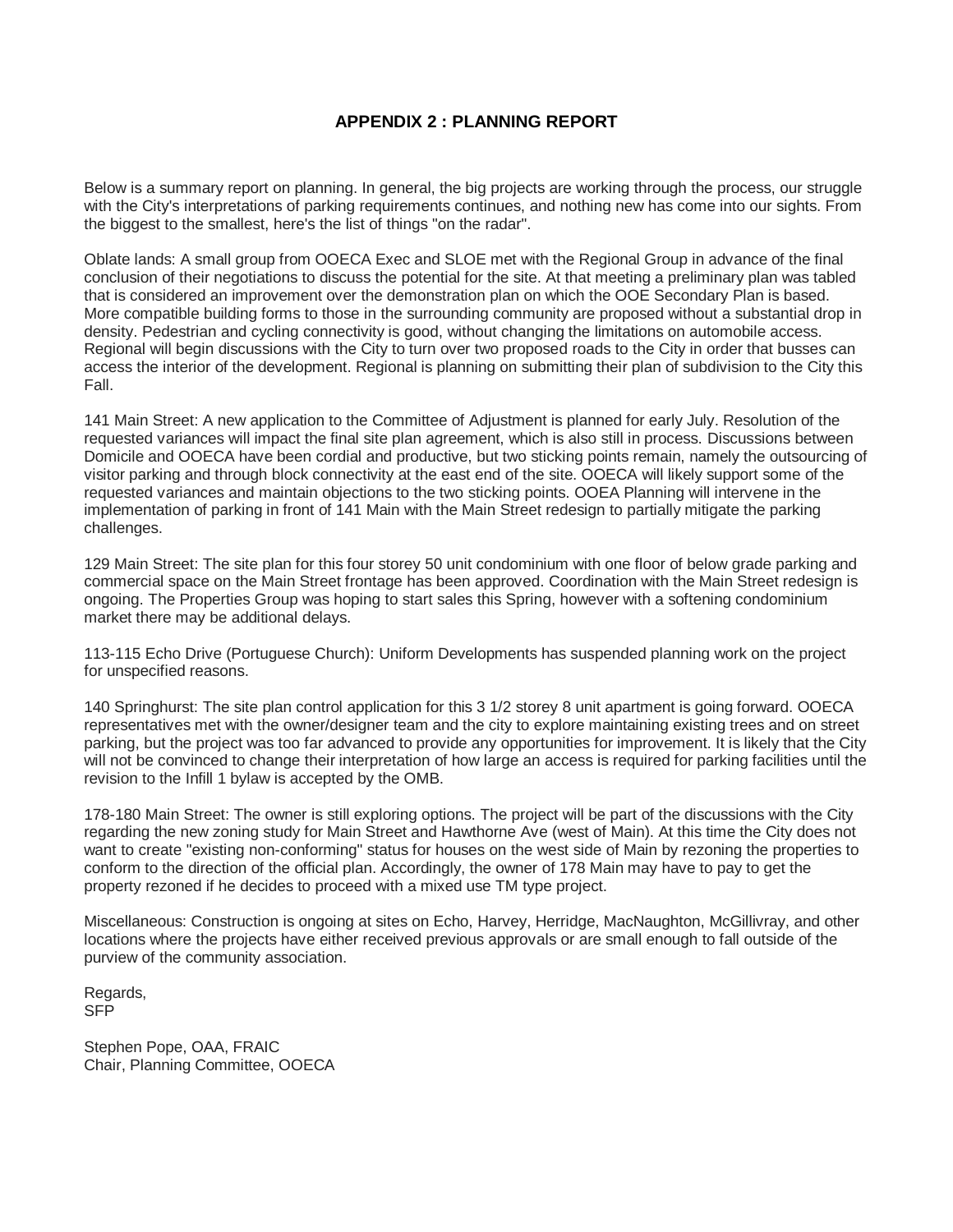## APPENDIX 2 : PLANNING REPORT

Below is a summary report on planning. In general, the big projects are working through the process, our struggle with the City's interpretations of parking requirements continues, and nothing new has come into our sights. From the biggest to the smallest, here's the list of things "on the radar".

Oblate lands: A small group from OOECA Exec and SLOE met with the Regional Group in advance of the final conclusion of their negotiations to discuss the potential for the site. At that meeting a preliminary plan was tabled that is considered an improvement over the demonstration plan on which the OOE Secondary Plan is based. More compatible building forms to those in the surrounding community are proposed without a substantial drop in density. Pedestrian and cycling connectivity is good, without changing the limitations on automobile access. Regional will begin discussions with the City to turn over two proposed roads to the City in order that busses can access the interior of the development. Regional is planning on submitting their plan of subdivision to the City this Fall.

141 Main Street: A new application to the Committee of Adjustment is planned for early July. Resolution of the requested variances will impact the final site plan agreement, which is also still in process. Discussions between Domicile and OOECA have been cordial and productive, but two sticking points remain, namely the outsourcing of visitor parking and through block connectivity at the east end of the site. OOECA will likely support some of the requested variances and maintain objections to the two sticking points. OOEA Planning will intervene in the implementation of parking in front of 141 Main with the Main Street redesign to partially mitigate the parking challenges.

129 Main Street: The site plan for this four storey 50 unit condominium with one floor of below grade parking and commercial space on the Main Street frontage has been approved. Coordination with the Main Street redesign is ongoing. The Properties Group was hoping to start sales this Spring, however with a softening condominium market there may be additional delays.

113-115 Echo Drive (Portuguese Church): Uniform Developments has suspended planning work on the project for unspecified reasons.

140 Springhurst: The site plan control application for this 3 1/2 storey 8 unit apartment is going forward. OOECA representatives met with the owner/designer team and the city to explore maintaining existing trees and on street parking, but the project was too far advanced to provide any opportunities for improvement. It is likely that the City will not be convinced to change their interpretation of how large an access is required for parking facilities until the revision to the Infill 1 bylaw is accepted by the OMB.

178-180 Main Street: The owner is still exploring options. The project will be part of the discussions with the City regarding the new zoning study for Main Street and Hawthorne Ave (west of Main). At this time the City does not want to create "existing non-conforming" status for houses on the west side of Main by rezoning the properties to conform to the direction of the official plan. Accordingly, the owner of 178 Main may have to pay to get the property rezoned if he decides to proceed with a mixed use TM type project.

Miscellaneous: Construction is ongoing at sites on Echo, Harvey, Herridge, MacNaughton, McGillivray, and other locations where the projects have either received previous approvals or are small enough to fall outside of the purview of the community association.

Regards,
SFP

Stephen Pope, OAA, FRAIC
Chair, Planning Committee, OOECA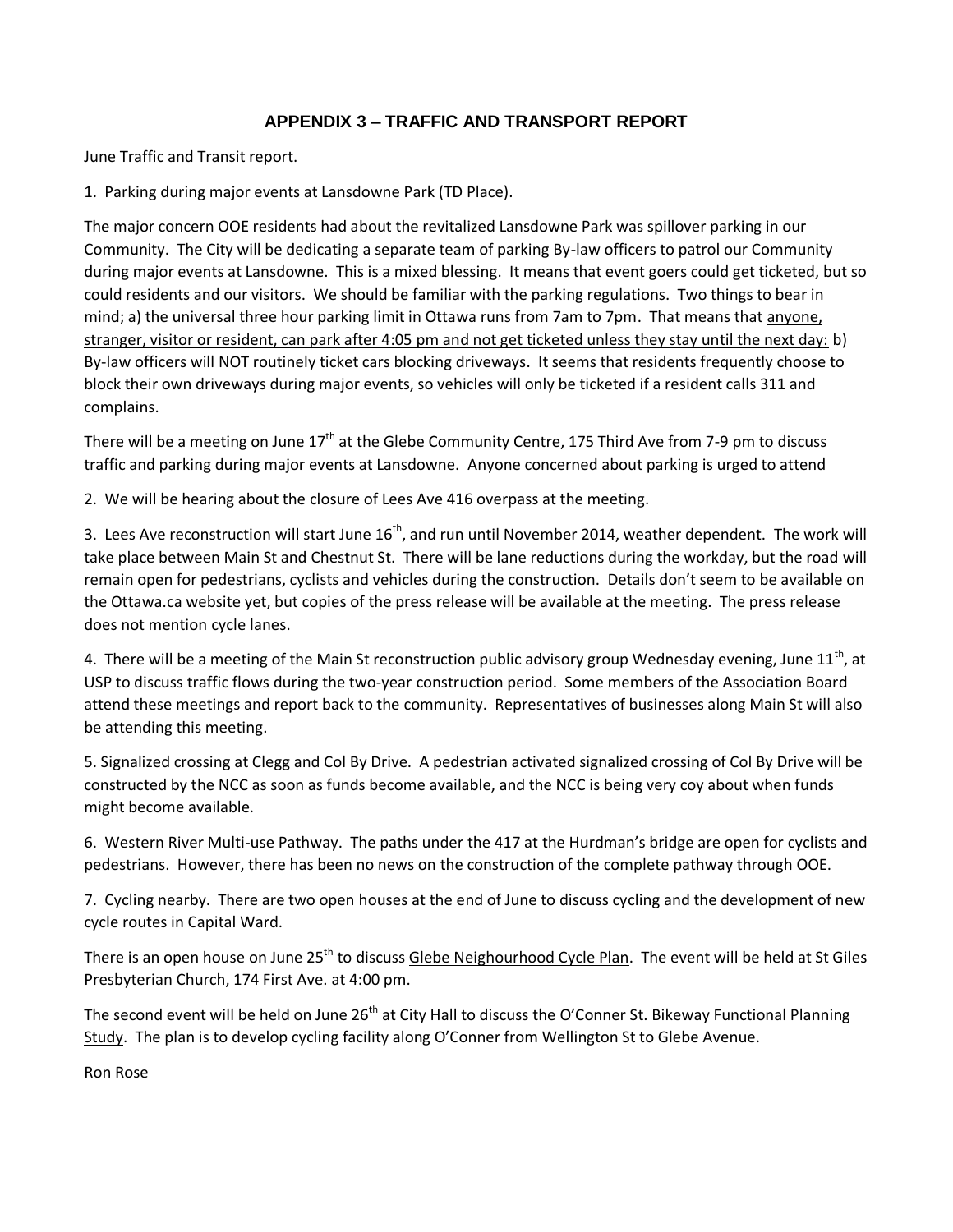## APPENDIX 3 – TRAFFIC AND TRANSPORT REPORT

June Traffic and Transit report.

1. Parking during major events at Lansdowne Park (TD Place).

The major concern OOE residents had about the revitalized Lansdowne Park was spillover parking in our Community. The City will be dedicating a separate team of parking By-law officers to patrol our Community during major events at Lansdowne. This is a mixed blessing. It means that event goers could get ticketed, but so could residents and our visitors. We should be familiar with the parking regulations. Two things to bear in mind; a) the universal three hour parking limit in Ottawa runs from 7am to 7pm. That means that <u>anyone, stranger, visitor or resident, can park after 4:05 pm and not get ticketed unless they stay until the next day:</u> b) By-law officers will <u>NOT routinely ticket cars blocking driveways</u>. It seems that residents frequently choose to block their own driveways during major events, so vehicles will only be ticketed if a resident calls 311 and complains.

There will be a meeting on June 17th at the Glebe Community Centre, 175 Third Ave from 7-9 pm to discuss traffic and parking during major events at Lansdowne. Anyone concerned about parking is urged to attend

2. We will be hearing about the closure of Lees Ave 416 overpass at the meeting.

3. Lees Ave reconstruction will start June 16th, and run until November 2014, weather dependent. The work will take place between Main St and Chestnut St. There will be lane reductions during the workday, but the road will remain open for pedestrians, cyclists and vehicles during the construction. Details don't seem to be available on the Ottawa.ca website yet, but copies of the press release will be available at the meeting. The press release does not mention cycle lanes.

4. There will be a meeting of the Main St reconstruction public advisory group Wednesday evening, June 11th, at USP to discuss traffic flows during the two-year construction period. Some members of the Association Board attend these meetings and report back to the community. Representatives of businesses along Main St will also be attending this meeting.

5. Signalized crossing at Clegg and Col By Drive. A pedestrian activated signalized crossing of Col By Drive will be constructed by the NCC as soon as funds become available, and the NCC is being very coy about when funds might become available.

6. Western River Multi-use Pathway. The paths under the 417 at the Hurdman's bridge are open for cyclists and pedestrians. However, there has been no news on the construction of the complete pathway through OOE.

7. Cycling nearby. There are two open houses at the end of June to discuss cycling and the development of new cycle routes in Capital Ward.

There is an open house on June 25th to discuss <u>Glebe Neighourhood Cycle Plan</u>. The event will be held at St Giles Presbyterian Church, 174 First Ave. at 4:00 pm.

The second event will be held on June 26th at City Hall to discuss <u>the O'Conner St. Bikeway Functional Planning Study</u>. The plan is to develop cycling facility along O'Conner from Wellington St to Glebe Avenue.

Ron Rose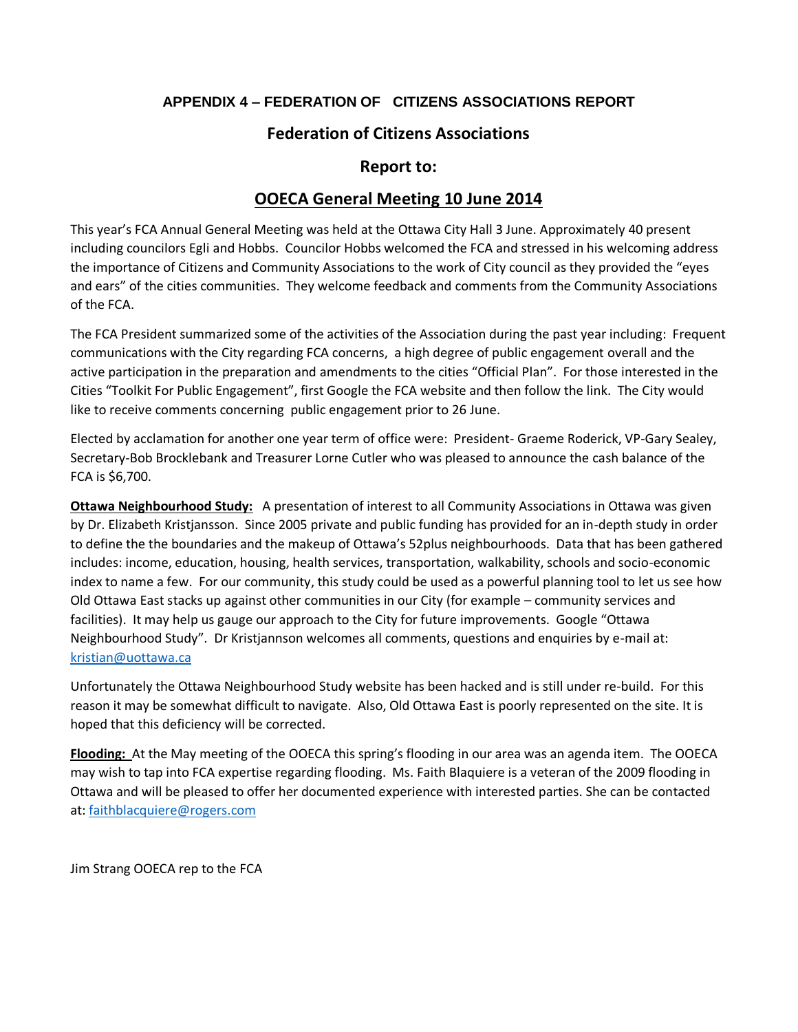## APPENDIX 4 – FEDERATION OF CITIZENS ASSOCIATIONS REPORT

### Federation of Citizens Associations

### Report to:

### OOECA General Meeting 10 June 2014

This year's FCA Annual General Meeting was held at the Ottawa City Hall 3 June. Approximately 40 present including councilors Egli and Hobbs. Councilor Hobbs welcomed the FCA and stressed in his welcoming address the importance of Citizens and Community Associations to the work of City council as they provided the "eyes and ears" of the cities communities. They welcome feedback and comments from the Community Associations of the FCA.

The FCA President summarized some of the activities of the Association during the past year including: Frequent communications with the City regarding FCA concerns, a high degree of public engagement overall and the active participation in the preparation and amendments to the cities "Official Plan". For those interested in the Cities "Toolkit For Public Engagement", first Google the FCA website and then follow the link. The City would like to receive comments concerning public engagement prior to 26 June.

Elected by acclamation for another one year term of office were: President- Graeme Roderick, VP-Gary Sealey, Secretary-Bob Brocklebank and Treasurer Lorne Cutler who was pleased to announce the cash balance of the FCA is $6,700.

**Ottawa Neighbourhood Study:** A presentation of interest to all Community Associations in Ottawa was given by Dr. Elizabeth Kristjansson. Since 2005 private and public funding has provided for an in-depth study in order to define the the boundaries and the makeup of Ottawa's 52plus neighbourhoods. Data that has been gathered includes: income, education, housing, health services, transportation, walkability, schools and socio-economic index to name a few. For our community, this study could be used as a powerful planning tool to let us see how Old Ottawa East stacks up against other communities in our City (for example – community services and facilities). It may help us gauge our approach to the City for future improvements. Google "Ottawa Neighbourhood Study". Dr Kristjannson welcomes all comments, questions and enquiries by e-mail at: kristian@uottawa.ca

Unfortunately the Ottawa Neighbourhood Study website has been hacked and is still under re-build. For this reason it may be somewhat difficult to navigate. Also, Old Ottawa East is poorly represented on the site. It is hoped that this deficiency will be corrected.

**Flooding:** At the May meeting of the OOECA this spring's flooding in our area was an agenda item. The OOECA may wish to tap into FCA expertise regarding flooding. Ms. Faith Blaquiere is a veteran of the 2009 flooding in Ottawa and will be pleased to offer her documented experience with interested parties. She can be contacted at: faithblacquiere@rogers.com

Jim Strang OOECA rep to the FCA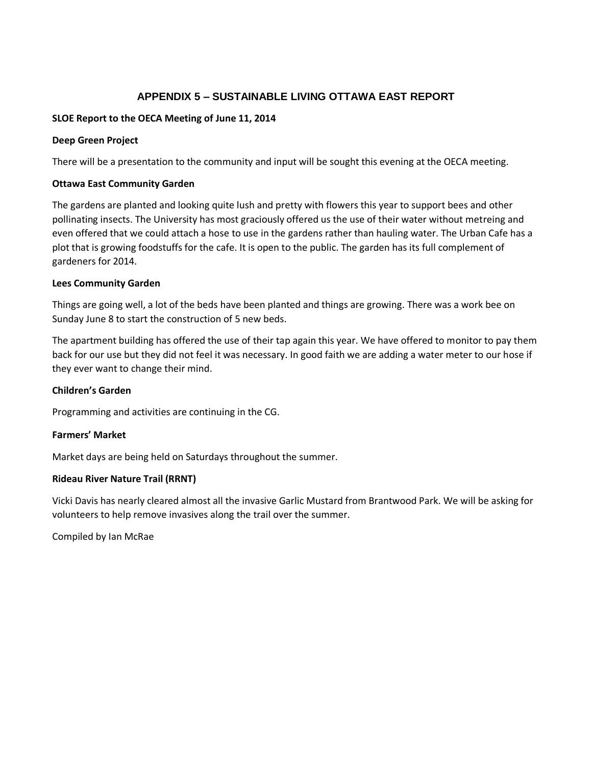## APPENDIX 5 – SUSTAINABLE LIVING OTTAWA EAST REPORT

**SLOE Report to the OECA Meeting of June 11, 2014**

**Deep Green Project**

There will be a presentation to the community and input will be sought this evening at the OECA meeting.

**Ottawa East Community Garden**

The gardens are planted and looking quite lush and pretty with flowers this year to support bees and other pollinating insects. The University has most graciously offered us the use of their water without metreing and even offered that we could attach a hose to use in the gardens rather than hauling water. The Urban Cafe has a plot that is growing foodstuffs for the cafe. It is open to the public. The garden has its full complement of gardeners for 2014.

**Lees Community Garden**

Things are going well, a lot of the beds have been planted and things are growing. There was a work bee on Sunday June 8 to start the construction of 5 new beds.

The apartment building has offered the use of their tap again this year. We have offered to monitor to pay them back for our use but they did not feel it was necessary. In good faith we are adding a water meter to our hose if they ever want to change their mind.

**Children's Garden**

Programming and activities are continuing in the CG.

**Farmers' Market**

Market days are being held on Saturdays throughout the summer.

**Rideau River Nature Trail (RRNT)**

Vicki Davis has nearly cleared almost all the invasive Garlic Mustard from Brantwood Park. We will be asking for volunteers to help remove invasives along the trail over the summer.

Compiled by Ian McRae